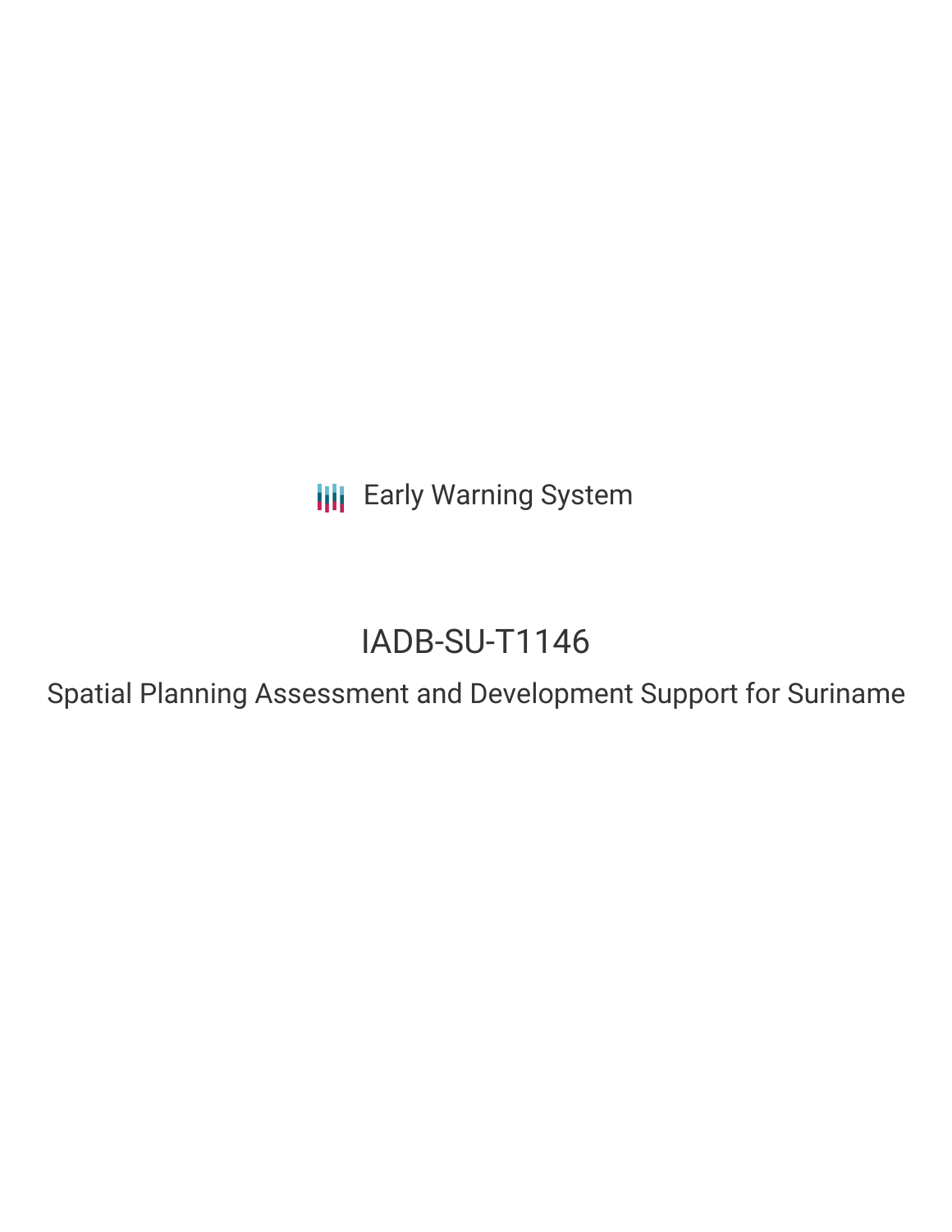Early Warning System

# IADB-SU-T1146

## Spatial Planning Assessment and Development Support for Suriname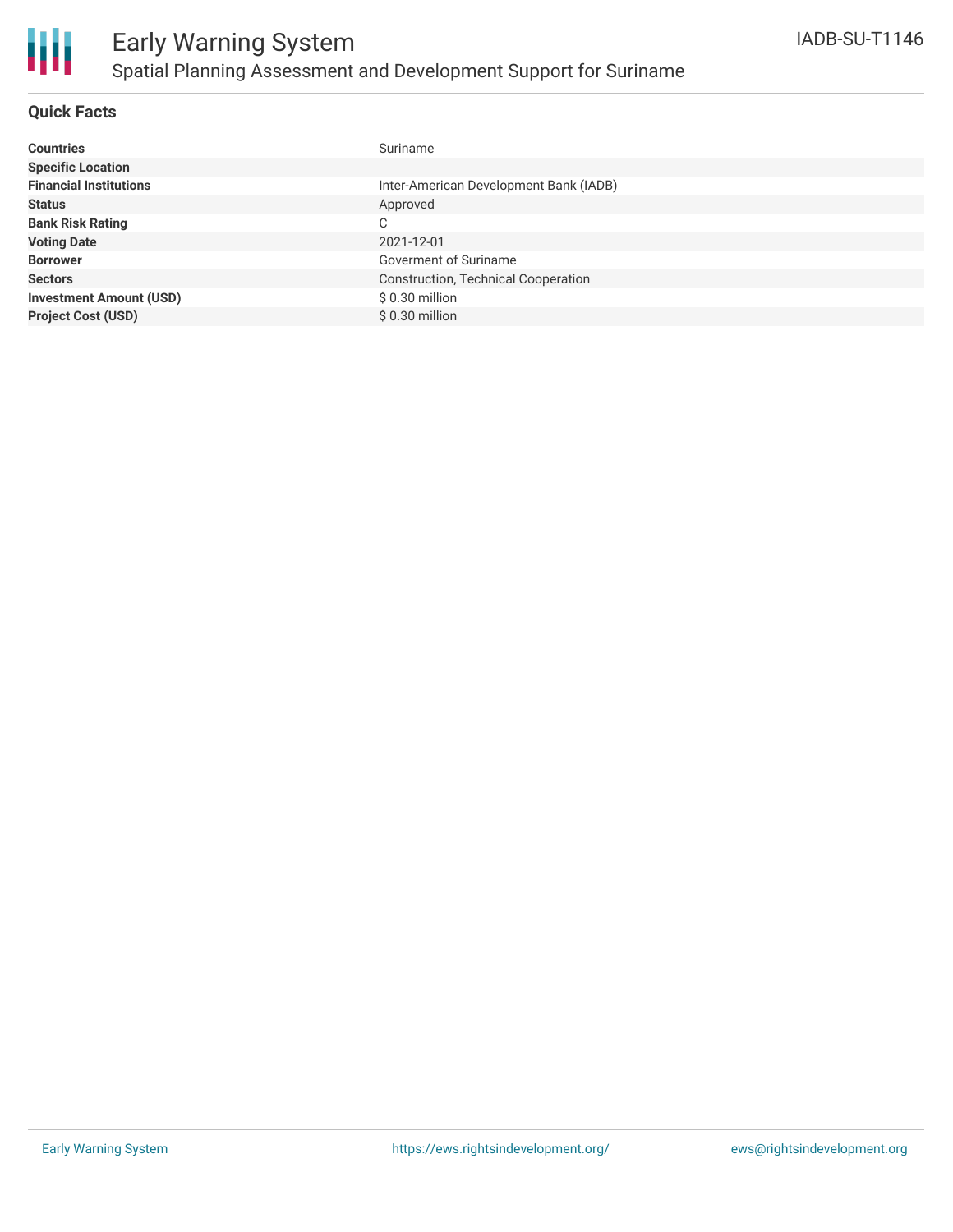# Early Warning System

## Spatial Planning Assessment and Development Support for Suriname

IADB-SU-T1146

### Quick Facts

| | |
|---|---|
| **Countries** | Suriname |
| **Specific Location** | |
| **Financial Institutions** | Inter-American Development Bank (IADB) |
| **Status** | Approved |
| **Bank Risk Rating** | C |
| **Voting Date** | 2021-12-01 |
| **Borrower** | Goverment of Suriname |
| **Sectors** | Construction, Technical Cooperation |
| **Investment Amount (USD)** | $ 0.30 million |
| **Project Cost (USD)** | $ 0.30 million |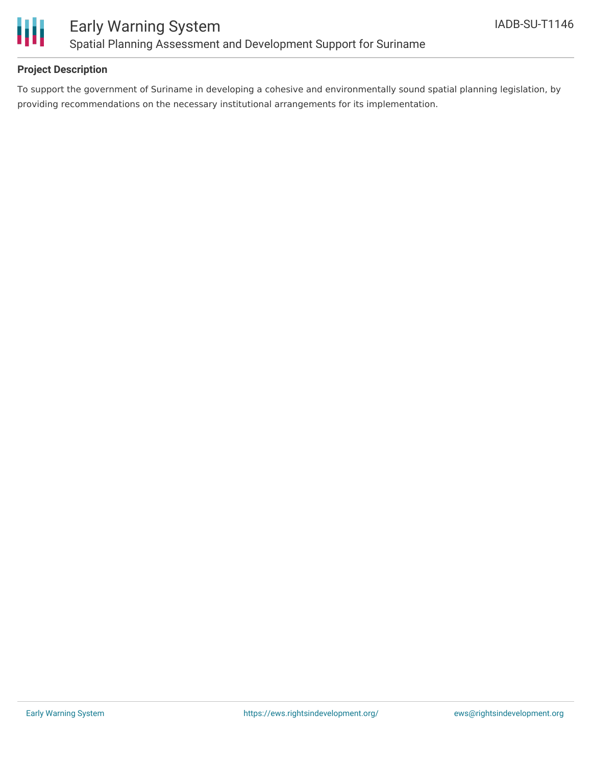**Project Description**

To support the government of Suriname in developing a cohesive and environmentally sound spatial planning legislation, by providing recommendations on the necessary institutional arrangements for its implementation.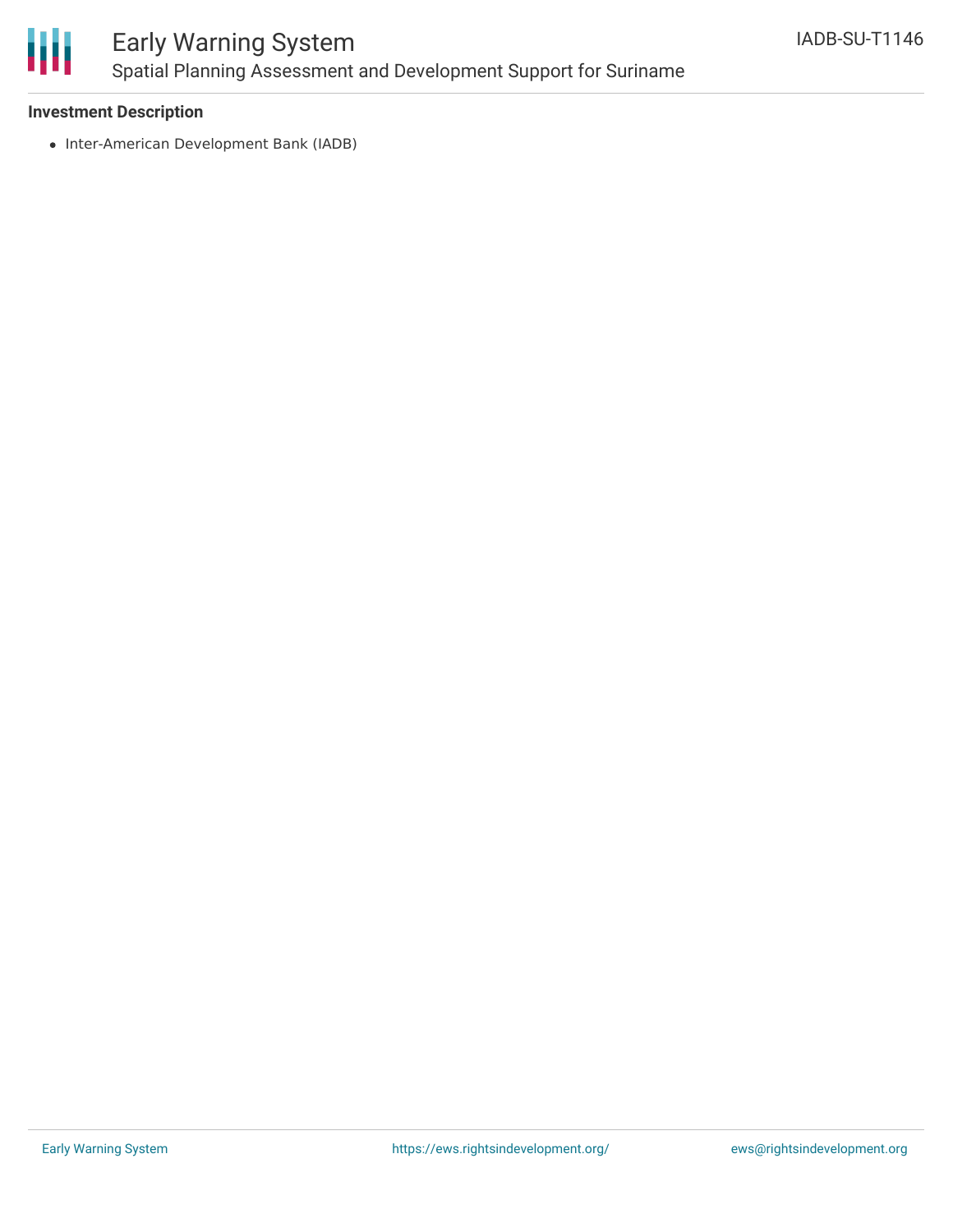**Investment Description**

- Inter-American Development Bank (IADB)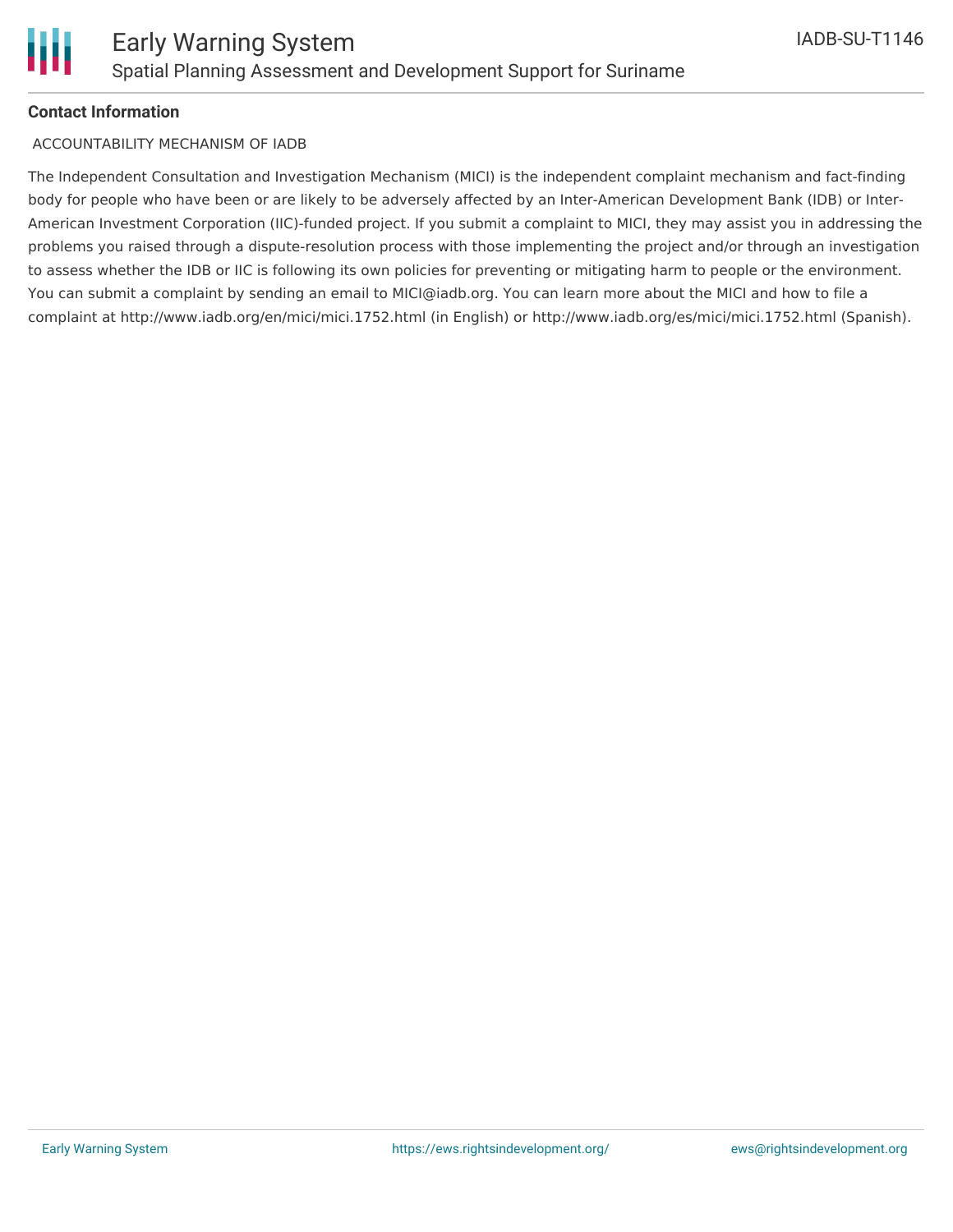**Contact Information**

ACCOUNTABILITY MECHANISM OF IADB

The Independent Consultation and Investigation Mechanism (MICI) is the independent complaint mechanism and fact-finding body for people who have been or are likely to be adversely affected by an Inter-American Development Bank (IDB) or Inter-American Investment Corporation (IIC)-funded project. If you submit a complaint to MICI, they may assist you in addressing the problems you raised through a dispute-resolution process with those implementing the project and/or through an investigation to assess whether the IDB or IIC is following its own policies for preventing or mitigating harm to people or the environment. You can submit a complaint by sending an email to MICI@iadb.org. You can learn more about the MICI and how to file a complaint at http://www.iadb.org/en/mici/mici.1752.html (in English) or http://www.iadb.org/es/mici/mici.1752.html (Spanish).